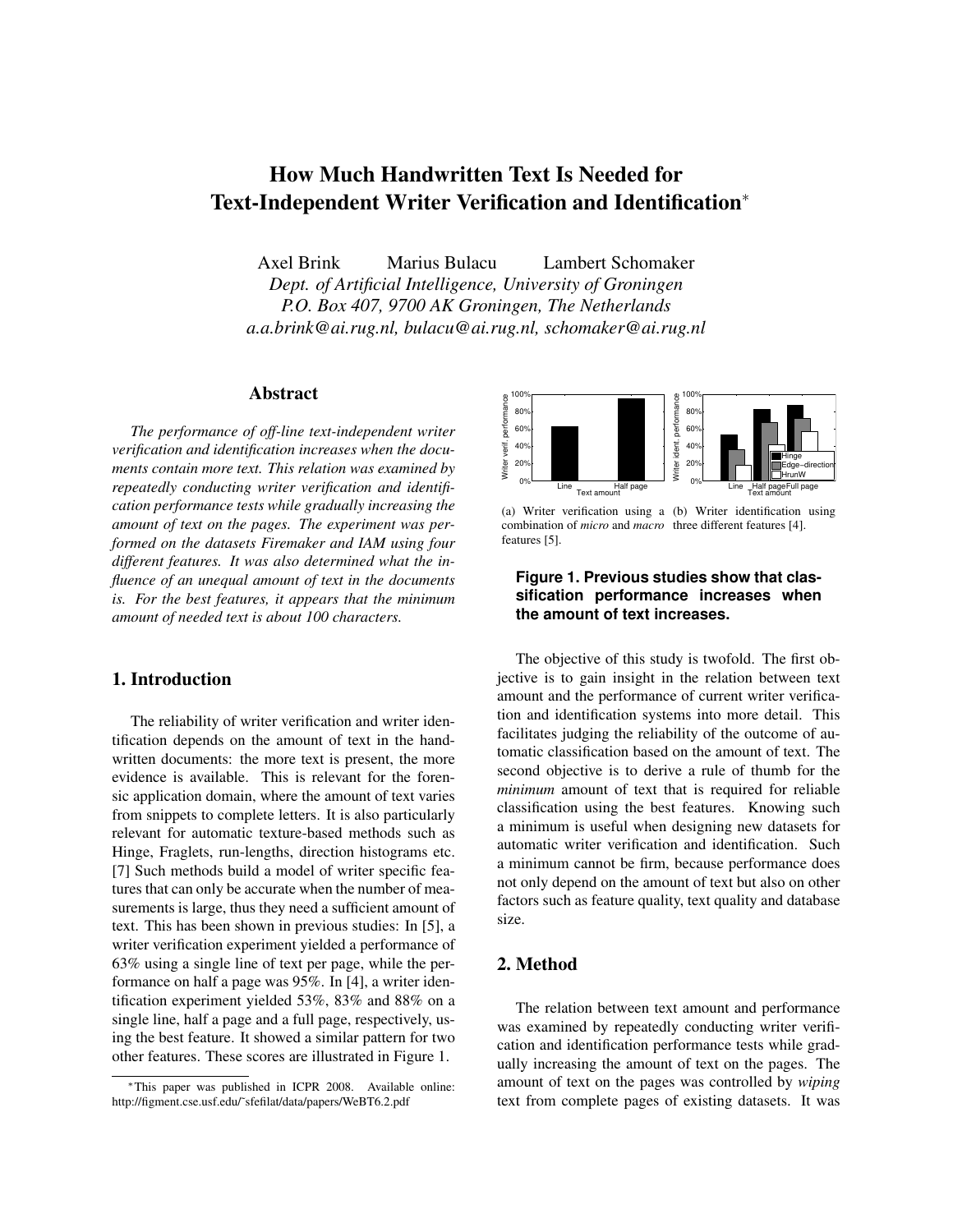# How Much Handwritten Text Is Needed for Text-Independent Writer Verification and Identification*

Axel Brink Marius Bulacu Lambert Schomaker

*Dept. of Artificial Intelligence, University of Groningen*
*P.O. Box 407, 9700 AK Groningen, The Netherlands*
*a.a.brink@ai.rug.nl, bulacu@ai.rug.nl, schomaker@ai.rug.nl*

## Abstract

*The performance of off-line text-independent writer verification and identification increases when the documents contain more text. This relation was examined by repeatedly conducting writer verification and identification performance tests while gradually increasing the amount of text on the pages. The experiment was performed on the datasets Firemaker and IAM using four different features. It was also determined what the influence of an unequal amount of text in the documents is. For the best features, it appears that the minimum amount of needed text is about 100 characters.*

## 1. Introduction

The reliability of writer verification and writer identification depends on the amount of text in the handwritten documents: the more text is present, the more evidence is available. This is relevant for the forensic application domain, where the amount of text varies from snippets to complete letters. It is also particularly relevant for automatic texture-based methods such as Hinge, Fraglets, run-lengths, direction histograms etc. [7] Such methods build a model of writer specific features that can only be accurate when the number of measurements is large, thus they need a sufficient amount of text. This has been shown in previous studies: In [5], a writer verification experiment yielded a performance of 63% using a single line of text per page, while the performance on half a page was 95%. In [4], a writer identification experiment yielded 53%, 83% and 88% on a single line, half a page and a full page, respectively, using the best feature. It showed a similar pattern for two other features. These scores are illustrated in Figure 1.

(a) Writer verification using a combination of *micro* and *macro* features [5].

(b) Writer identification using three different features [4].

**Figure 1. Previous studies show that classification performance increases when the amount of text increases.**

The objective of this study is twofold. The first objective is to gain insight in the relation between text amount and the performance of current writer verification and identification systems into more detail. This facilitates judging the reliability of the outcome of automatic classification based on the amount of text. The second objective is to derive a rule of thumb for the *minimum* amount of text that is required for reliable classification using the best features. Knowing such a minimum is useful when designing new datasets for automatic writer verification and identification. Such a minimum cannot be firm, because performance does not only depend on the amount of text but also on other factors such as feature quality, text quality and database size.

## 2. Method

The relation between text amount and performance was examined by repeatedly conducting writer verification and identification performance tests while gradually increasing the amount of text on the pages. The amount of text on the pages was controlled by *wiping* text from complete pages of existing datasets. It was

*This paper was published in ICPR 2008. Available online: http://figment.cse.usf.edu/~sfefilat/data/papers/WeBT6.2.pdf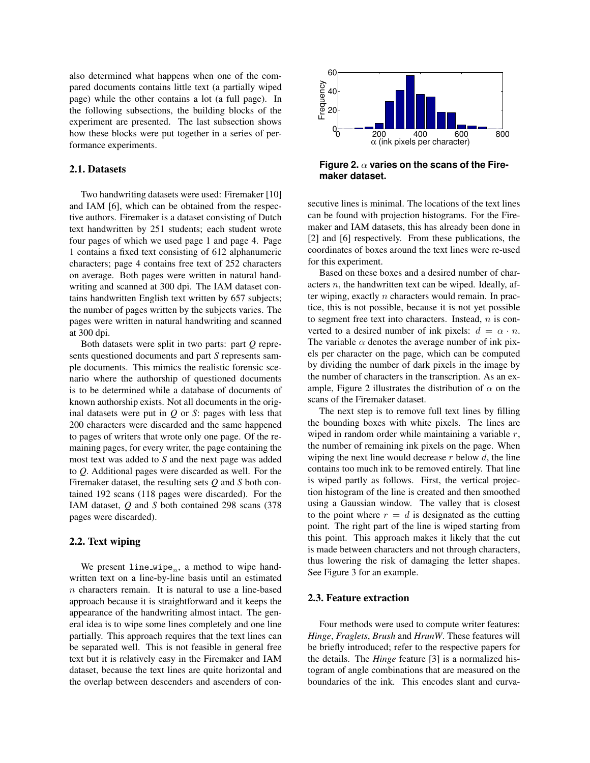also determined what happens when one of the compared documents contains little text (a partially wiped page) while the other contains a lot (a full page). In the following subsections, the building blocks of the experiment are presented. The last subsection shows how these blocks were put together in a series of performance experiments.

### 2.1. Datasets

Two handwriting datasets were used: Firemaker [10] and IAM [6], which can be obtained from the respective authors. Firemaker is a dataset consisting of Dutch text handwritten by 251 students; each student wrote four pages of which we used page 1 and page 4. Page 1 contains a fixed text consisting of 612 alphanumeric characters; page 4 contains free text of 252 characters on average. Both pages were written in natural handwriting and scanned at 300 dpi. The IAM dataset contains handwritten English text written by 657 subjects; the number of pages written by the subjects varies. The pages were written in natural handwriting and scanned at 300 dpi.

Both datasets were split in two parts: part *Q* represents questioned documents and part *S* represents sample documents. This mimics the realistic forensic scenario where the authorship of questioned documents is to be determined while a database of documents of known authorship exists. Not all documents in the original datasets were put in *Q* or *S*: pages with less that 200 characters were discarded and the same happened to pages of writers that wrote only one page. Of the remaining pages, for every writer, the page containing the most text was added to *S* and the next page was added to *Q*. Additional pages were discarded as well. For the Firemaker dataset, the resulting sets *Q* and *S* both contained 192 scans (118 pages were discarded). For the IAM dataset, *Q* and *S* both contained 298 scans (378 pages were discarded).

### 2.2. Text wiping

We present $\texttt{line\_wipe}_n$, a method to wipe handwritten text on a line-by-line basis until an estimated $n$ characters remain. It is natural to use a line-based approach because it is straightforward and it keeps the appearance of the handwriting almost intact. The general idea is to wipe some lines completely and one line partially. This approach requires that the text lines can be separated well. This is not feasible in general free text but it is relatively easy in the Firemaker and IAM dataset, because the text lines are quite horizontal and the overlap between descenders and ascenders of consecutive lines is minimal. The locations of the text lines can be found with projection histograms. For the Firemaker and IAM datasets, this has already been done in [2] and [6] respectively. From these publications, the coordinates of boxes around the text lines were re-used for this experiment.

**Figure 2. $\alpha$ varies on the scans of the Firemaker dataset.**

Based on these boxes and a desired number of characters $n$, the handwritten text can be wiped. Ideally, after wiping, exactly $n$ characters would remain. In practice, this is not possible, because it is not yet possible to segment free text into characters. Instead, $n$ is converted to a desired number of ink pixels: $d = \alpha \cdot n$. The variable $\alpha$ denotes the average number of ink pixels per character on the page, which can be computed by dividing the number of dark pixels in the image by the number of characters in the transcription. As an example, Figure 2 illustrates the distribution of $\alpha$ on the scans of the Firemaker dataset.

The next step is to remove full text lines by filling the bounding boxes with white pixels. The lines are wiped in random order while maintaining a variable $r$, the number of remaining ink pixels on the page. When wiping the next line would decrease $r$ below $d$, the line contains too much ink to be removed entirely. That line is wiped partly as follows. First, the vertical projection histogram of the line is created and then smoothed using a Gaussian window. The valley that is closest to the point where $r = d$ is designated as the cutting point. The right part of the line is wiped starting from this point. This approach makes it likely that the cut is made between characters and not through characters, thus lowering the risk of damaging the letter shapes. See Figure 3 for an example.

### 2.3. Feature extraction

Four methods were used to compute writer features: *Hinge*, *Fraglets*, *Brush* and *HrunW*. These features will be briefly introduced; refer to the respective papers for the details. The *Hinge* feature [3] is a normalized histogram of angle combinations that are measured on the boundaries of the ink. This encodes slant and curva-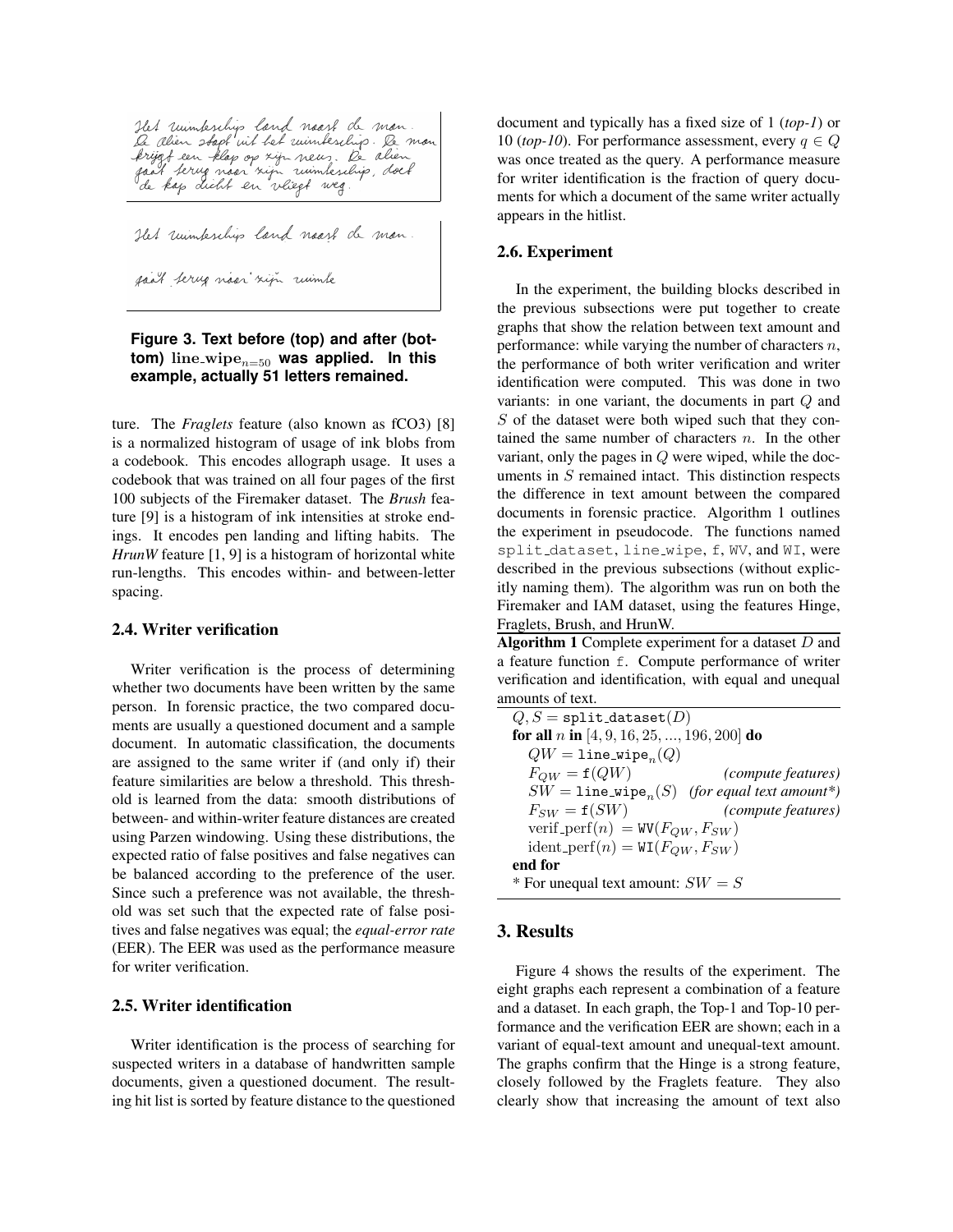Figure 3. Text before (top) and after (bottom) $\text{line\_wipe}_{n=50}$ was applied. In this example, actually 51 letters remained.

ture. The *Fraglets* feature (also known as fCO3) [8] is a normalized histogram of usage of ink blobs from a codebook. This encodes allograph usage. It uses a codebook that was trained on all four pages of the first 100 subjects of the Firemaker dataset. The *Brush* feature [9] is a histogram of ink intensities at stroke endings. It encodes pen landing and lifting habits. The *HrunW* feature [1, 9] is a histogram of horizontal white run-lengths. This encodes within- and between-letter spacing.

### 2.4. Writer verification

Writer verification is the process of determining whether two documents have been written by the same person. In forensic practice, the two compared documents are usually a questioned document and a sample document. In automatic classification, the documents are assigned to the same writer if (and only if) their feature similarities are below a threshold. This threshold is learned from the data: smooth distributions of between- and within-writer feature distances are created using Parzen windowing. Using these distributions, the expected ratio of false positives and false negatives can be balanced according to the preference of the user. Since such a preference was not available, the threshold was set such that the expected rate of false positives and false negatives was equal; the *equal-error rate* (EER). The EER was used as the performance measure for writer verification.

### 2.5. Writer identification

Writer identification is the process of searching for suspected writers in a database of handwritten sample documents, given a questioned document. The resulting hit list is sorted by feature distance to the questioned document and typically has a fixed size of 1 (*top-1*) or 10 (*top-10*). For performance assessment, every $q \in Q$ was once treated as the query. A performance measure for writer identification is the fraction of query documents for which a document of the same writer actually appears in the hitlist.

### 2.6. Experiment

In the experiment, the building blocks described in the previous subsections were put together to create graphs that show the relation between text amount and performance: while varying the number of characters $n$, the performance of both writer verification and writer identification were computed. This was done in two variants: in one variant, the documents in part $Q$ and $S$ of the dataset were both wiped such that they contained the same number of characters $n$. In the other variant, only the pages in $Q$ were wiped, while the documents in $S$ remained intact. This distinction respects the difference in text amount between the compared documents in forensic practice. Algorithm 1 outlines the experiment in pseudocode. The functions named `split_dataset`, `line_wipe`, `f`, `WV`, and `WI`, were described in the previous subsections (without explicitly naming them). The algorithm was run on both the Firemaker and IAM dataset, using the features Hinge, Fraglets, Brush, and HrunW.

**Algorithm 1** Complete experiment for a dataset $D$ and a feature function `f`. Compute performance of writer verification and identification, with equal and unequal amounts of text.

```
Q, S = split_dataset(D)
for all n in [4, 9, 16, 25, ..., 196, 200] do
    QW = line_wipe_n(Q)
    F_QW = f(QW)                      (compute features)
    SW = line_wipe_n(S)               (for equal text amount*)
    F_SW = f(SW)                      (compute features)
    verif_perf(n) = WV(F_QW, F_SW)
    ident_perf(n) = WI(F_QW, F_SW)
end for
* For unequal text amount: SW = S
```

## 3. Results

Figure 4 shows the results of the experiment. The eight graphs each represent a combination of a feature and a dataset. In each graph, the Top-1 and Top-10 performance and the verification EER are shown; each in a variant of equal-text amount and unequal-text amount. The graphs confirm that the Hinge is a strong feature, closely followed by the Fraglets feature. They also clearly show that increasing the amount of text also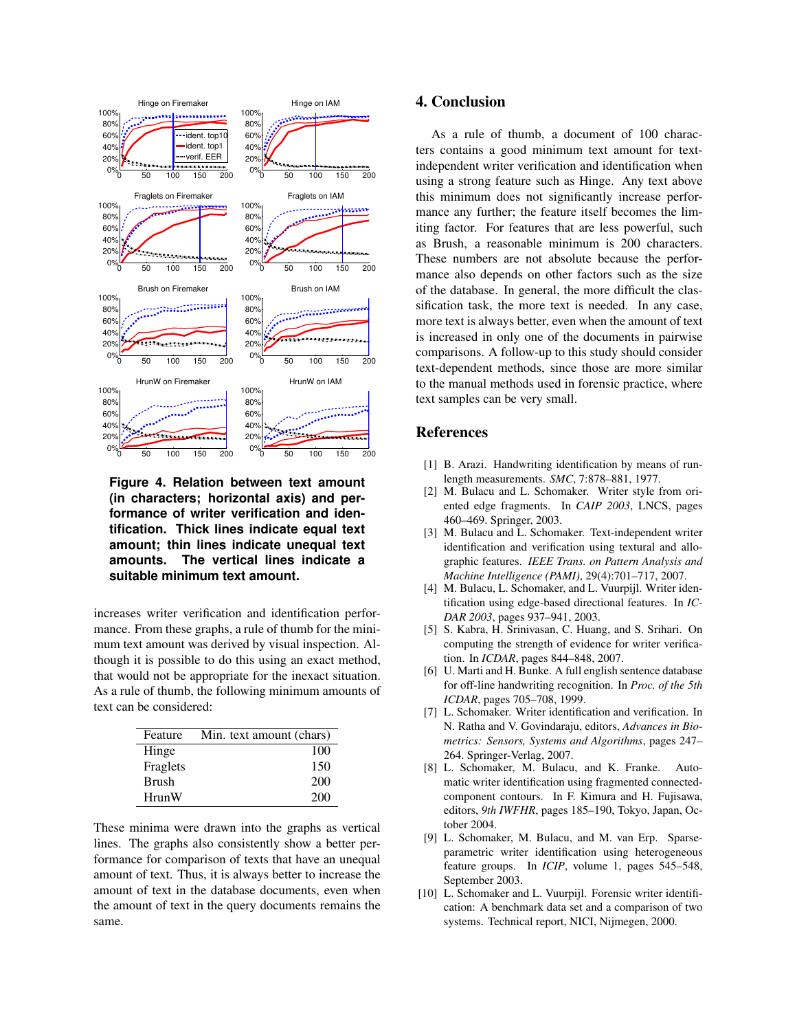Hinge on Firemaker

100%
80%
60%
40%
20%
0%
0 50 100 150 200

ident. top10
ident. top1
verif. EER

Hinge on IAM

100%
80%
60%
40%
20%
0%
0 50 100 150 200

Fraglets on Firemaker

100%
80%
60%
40%
20%
0%
0 50 100 150 200

Fraglets on IAM

100%
80%
60%
40%
20%
0%
0 50 100 150 200

Brush on Firemaker

100%
80%
60%
40%
20%
0%
0 50 100 150 200

Brush on IAM

100%
80%
60%
40%
20%
0%
0 50 100 150 200

HrunW on Firemaker

100%
80%
60%
40%
20%
0%
0 50 100 150 200

HrunW on IAM

100%
80%
60%
40%
20%
0%
0 50 100 150 200

**Figure 4. Relation between text amount (in characters; horizontal axis) and performance of writer verification and identification. Thick lines indicate equal text amount; thin lines indicate unequal text amounts. The vertical lines indicate a suitable minimum text amount.**

increases writer verification and identification performance. From these graphs, a rule of thumb for the minimum text amount was derived by visual inspection. Although it is possible to do this using an exact method, that would not be appropriate for the inexact situation. As a rule of thumb, the following minimum amounts of text can be considered:

| Feature | Min. text amount (chars) |
|---|---|
| Hinge | 100 |
| Fraglets | 150 |
| Brush | 200 |
| HrunW | 200 |

These minima were drawn into the graphs as vertical lines. The graphs also consistently show a better performance for comparison of texts that have an unequal amount of text. Thus, it is always better to increase the amount of text in the database documents, even when the amount of text in the query documents remains the same.

## 4. Conclusion

As a rule of thumb, a document of 100 characters contains a good minimum text amount for text-independent writer verification and identification when using a strong feature such as Hinge. Any text above this minimum does not significantly increase performance any further; the feature itself becomes the limiting factor. For features that are less powerful, such as Brush, a reasonable minimum is 200 characters. These numbers are not absolute because the performance also depends on other factors such as the size of the database. In general, the more difficult the classification task, the more text is needed. In any case, more text is always better, even when the amount of text is increased in only one of the documents in pairwise comparisons. A follow-up to this study should consider text-dependent methods, since those are more similar to the manual methods used in forensic practice, where text samples can be very small.

## References

[1] B. Arazi. Handwriting identification by means of run-length measurements. *SMC*, 7:878–881, 1977.

[2] M. Bulacu and L. Schomaker. Writer style from oriented edge fragments. In *CAIP 2003*, LNCS, pages 460–469. Springer, 2003.

[3] M. Bulacu and L. Schomaker. Text-independent writer identification and verification using textural and allographic features. *IEEE Trans. on Pattern Analysis and Machine Intelligence (PAMI)*, 29(4):701–717, 2007.

[4] M. Bulacu, L. Schomaker, and L. Vuurpijl. Writer identification using edge-based directional features. In *ICDAR 2003*, pages 937–941, 2003.

[5] S. Kabra, H. Srinivasan, C. Huang, and S. Srihari. On computing the strength of evidence for writer verification. In *ICDAR*, pages 844–848, 2007.

[6] U. Marti and H. Bunke. A full english sentence database for off-line handwriting recognition. In *Proc. of the 5th ICDAR*, pages 705–708, 1999.

[7] L. Schomaker. Writer identification and verification. In N. Ratha and V. Govindaraju, editors, *Advances in Biometrics: Sensors, Systems and Algorithms*, pages 247–264. Springer-Verlag, 2007.

[8] L. Schomaker, M. Bulacu, and K. Franke. Automatic writer identification using fragmented connected-component contours. In F. Kimura and H. Fujisawa, editors, *9th IWFHR*, pages 185–190, Tokyo, Japan, October 2004.

[9] L. Schomaker, M. Bulacu, and M. van Erp. Sparse-parametric writer identification using heterogeneous feature groups. In *ICIP*, volume 1, pages 545–548, September 2003.

[10] L. Schomaker and L. Vuurpijl. Forensic writer identification: A benchmark data set and a comparison of two systems. Technical report, NICI, Nijmegen, 2000.